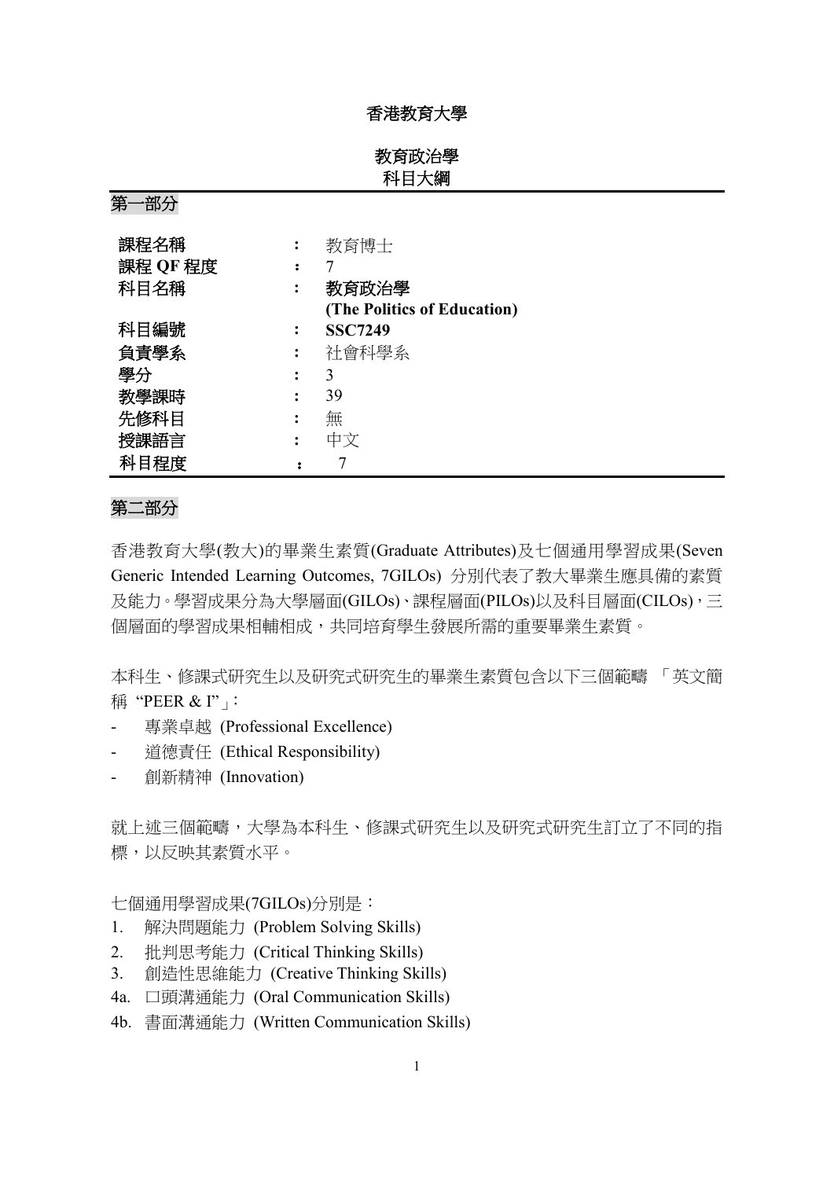# 香港教育大學

## 教育政治學
## 科目大綱

## 第一部分

| | | |
|---|---|---|
| **課程名稱** | : | 教育博士 |
| **課程 QF 程度** | : | 7 |
| **科目名稱** | : | **教育政治學**<br>**(The Politics of Education)** |
| **科目編號** | : | **SSC7249** |
| **負責學系** | : | 社會科學系 |
| **學分** | : | 3 |
| **教學課時** | : | 39 |
| **先修科目** | : | 無 |
| **授課語言** | : | 中文 |
| **科目程度** | : | 7 |

## 第二部分

香港教育大學(教大)的畢業生素質(Graduate Attributes)及七個通用學習成果(Seven Generic Intended Learning Outcomes, 7GILOs) 分別代表了教大畢業生應具備的素質及能力。學習成果分為大學層面(GILOs)、課程層面(PILOs)以及科目層面(CILOs)，三個層面的學習成果相輔相成，共同培育學生發展所需的重要畢業生素質。

本科生、修課式研究生以及研究式研究生的畢業生素質包含以下三個範疇 「英文簡稱 "PEER & I"」:

- 專業卓越 (Professional Excellence)
- 道德責任 (Ethical Responsibility)
- 創新精神 (Innovation)

就上述三個範疇，大學為本科生、修課式研究生以及研究式研究生訂立了不同的指標，以反映其素質水平。

七個通用學習成果(7GILOs)分別是：

1. 解決問題能力 (Problem Solving Skills)
2. 批判思考能力 (Critical Thinking Skills)
3. 創造性思維能力 (Creative Thinking Skills)

4a. 口頭溝通能力 (Oral Communication Skills)

4b. 書面溝通能力 (Written Communication Skills)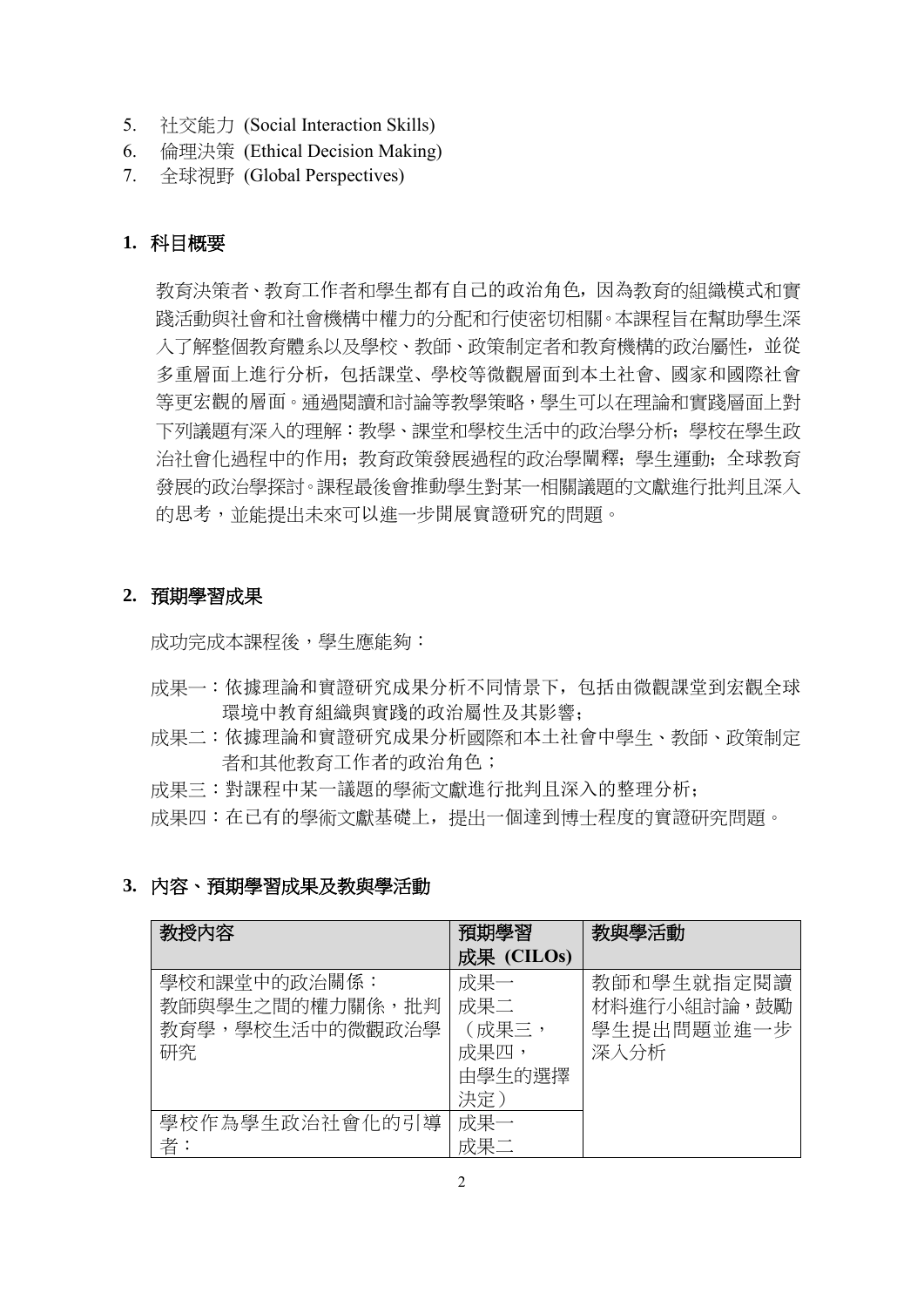5. 社交能力 (Social Interaction Skills)
6. 倫理決策 (Ethical Decision Making)
7. 全球視野 (Global Perspectives)

## 1. 科目概要

教育決策者、教育工作者和學生都有自己的政治角色，因為教育的組織模式和實踐活動與社會和社會機構中權力的分配和行使密切相關。本課程旨在幫助學生深入了解整個教育體系以及學校、教師、政策制定者和教育機構的政治屬性，並從多重層面上進行分析，包括課堂、學校等微觀層面到本土社會、國家和國際社會等更宏觀的層面。通過閱讀和討論等教學策略，學生可以在理論和實踐層面上對下列議題有深入的理解：教學、課堂和學校生活中的政治學分析；學校在學生政治社會化過程中的作用；教育政策發展過程的政治學闡釋；學生運動；全球教育發展的政治學探討。課程最後會推動學生對某一相關議題的文獻進行批判且深入的思考，並能提出未來可以進一步開展實證研究的問題。

## 2. 預期學習成果

成功完成本課程後，學生應能夠：

成果一：依據理論和實證研究成果分析不同情景下，包括由微觀課堂到宏觀全球環境中教育組織與實踐的政治屬性及其影響；

成果二：依據理論和實證研究成果分析國際和本土社會中學生、教師、政策制定者和其他教育工作者的政治角色；

成果三：對課程中某一議題的學術文獻進行批判且深入的整理分析；

成果四：在已有的學術文獻基礎上，提出一個達到博士程度的實證研究問題。

## 3. 內容、預期學習成果及教與學活動

| 教授內容 | 預期學習成果 (CILOs) | 教與學活動 |
|---|---|---|
| 學校和課堂中的政治關係：教師與學生之間的權力關係，批判教育學，學校生活中的微觀政治學研究 | 成果一<br>成果二<br>（成果三，成果四，由學生的選擇決定） | 教師和學生就指定閱讀材料進行小組討論，鼓勵學生提出問題並進一步深入分析 |
| 學校作為學生政治社會化的引導者： | 成果一<br>成果二 | |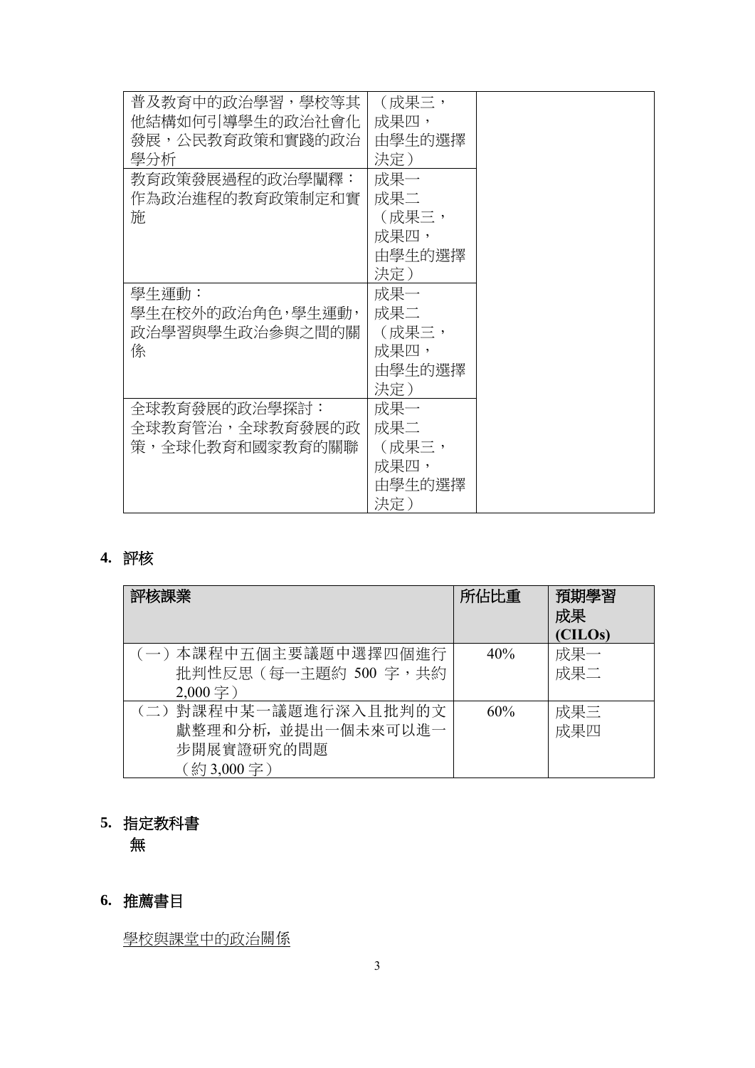| | | |
|---|---|---|
| 普及教育中的政治學習，學校等其他結構如何引導學生的政治社會化發展，公民教育政策和實踐的政治學分析 | （成果三，成果四，由學生的選擇決定） | |
| 教育政策發展過程的政治學闡釋：作為政治進程的教育政策制定和實施 | 成果一<br>成果二<br>（成果三，成果四，由學生的選擇決定） | |
| 學生運動：<br>學生在校外的政治角色，學生運動，政治學習與學生政治參與之間的關係 | 成果一<br>成果二<br>（成果三，成果四，由學生的選擇決定） | |
| 全球教育發展的政治學探討：<br>全球教育管治，全球教育發展的政策，全球化教育和國家教育的關聯 | 成果一<br>成果二<br>（成果三，成果四，由學生的選擇決定） | |

## 4. 評核

| 評核課業 | 所佔比重 | 預期學習成果 (CILOs) |
|---|---|---|
| （一）本課程中五個主要議題中選擇四個進行批判性反思（每一主題約 500 字，共約 2,000 字） | 40% | 成果一<br>成果二 |
| （二）對課程中某一議題進行深入且批判的文獻整理和分析，並提出一個未來可以進一步開展實證研究的問題<br>（約 3,000 字） | 60% | 成果三<br>成果四 |

## 5. 指定教科書

無

## 6. 推薦書目

學校與課堂中的政治關係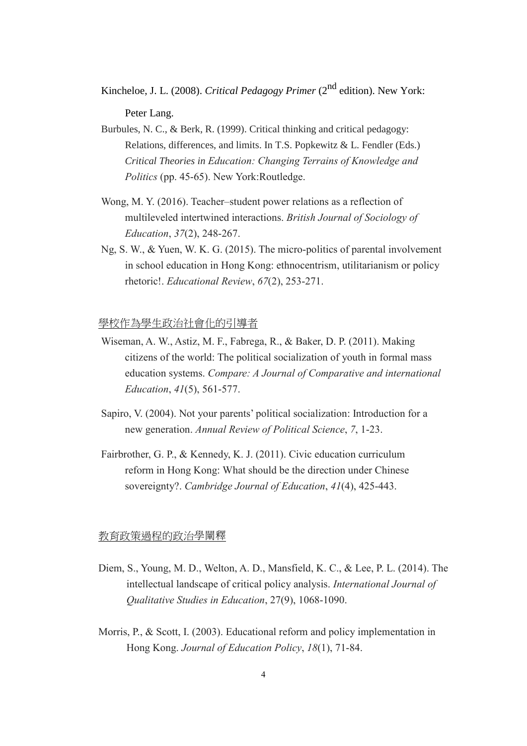Kincheloe, J. L. (2008). *Critical Pedagogy Primer* (2nd edition). New York: Peter Lang.

Burbules, N. C., & Berk, R. (1999). Critical thinking and critical pedagogy: Relations, differences, and limits. In T.S. Popkewitz & L. Fendler (Eds.) *Critical Theories in Education: Changing Terrains of Knowledge and Politics* (pp. 45-65). New York:Routledge.

Wong, M. Y. (2016). Teacher–student power relations as a reflection of multileveled intertwined interactions. *British Journal of Sociology of Education*, *37*(2), 248-267.

Ng, S. W., & Yuen, W. K. G. (2015). The micro-politics of parental involvement in school education in Hong Kong: ethnocentrism, utilitarianism or policy rhetoric!. *Educational Review*, *67*(2), 253-271.

<u>學校作為學生政治社會化的引導者</u>

Wiseman, A. W., Astiz, M. F., Fabrega, R., & Baker, D. P. (2011). Making citizens of the world: The political socialization of youth in formal mass education systems. *Compare: A Journal of Comparative and international Education*, *41*(5), 561-577.

Sapiro, V. (2004). Not your parents' political socialization: Introduction for a new generation. *Annual Review of Political Science*, *7*, 1-23.

Fairbrother, G. P., & Kennedy, K. J. (2011). Civic education curriculum reform in Hong Kong: What should be the direction under Chinese sovereignty?. *Cambridge Journal of Education*, *41*(4), 425-443.

<u>教育政策過程的政治學闡釋</u>

Diem, S., Young, M. D., Welton, A. D., Mansfield, K. C., & Lee, P. L. (2014). The intellectual landscape of critical policy analysis. *International Journal of Qualitative Studies in Education*, 27(9), 1068-1090.

Morris, P., & Scott, I. (2003). Educational reform and policy implementation in Hong Kong. *Journal of Education Policy*, *18*(1), 71-84.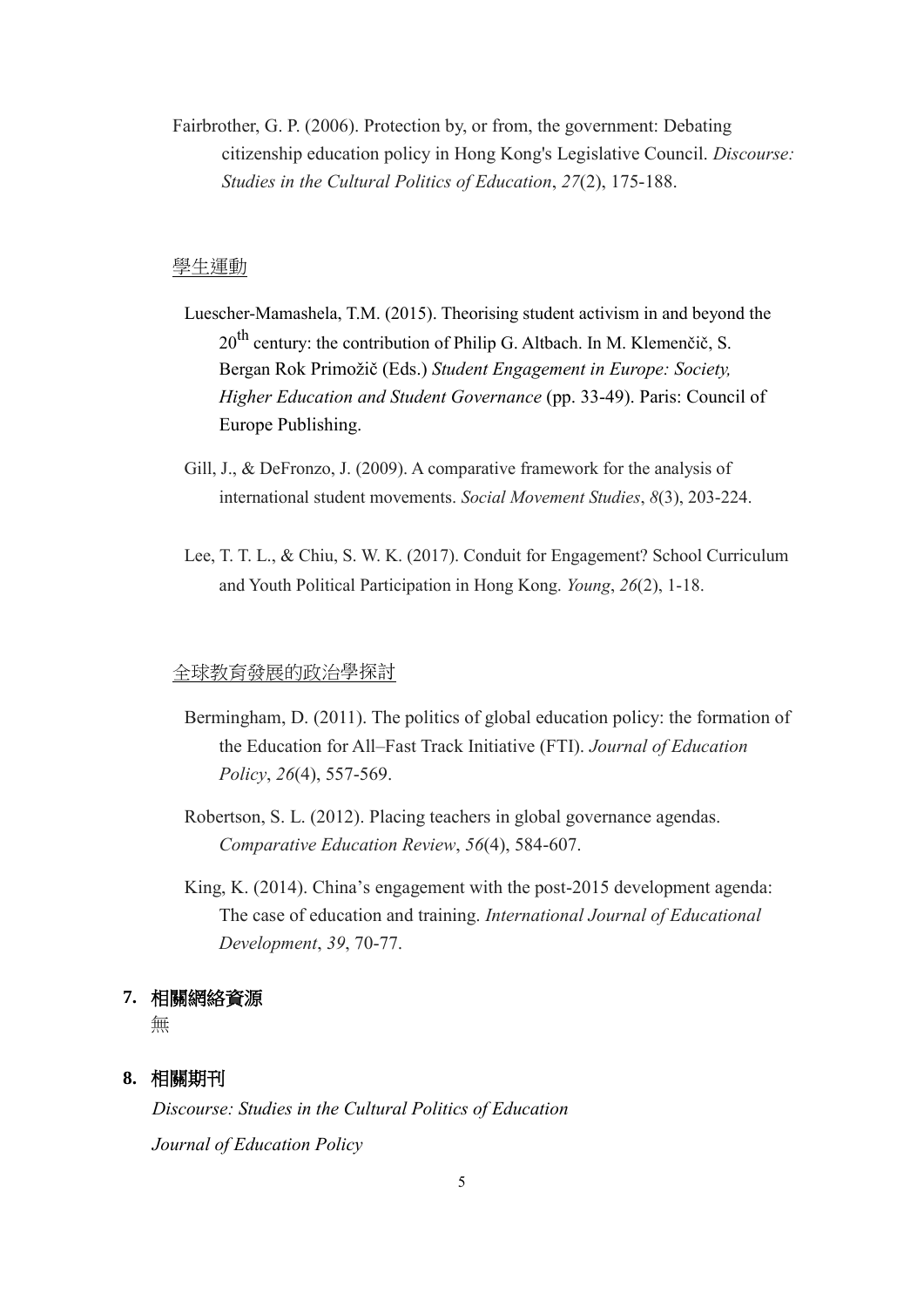Fairbrother, G. P. (2006). Protection by, or from, the government: Debating citizenship education policy in Hong Kong's Legislative Council. *Discourse: Studies in the Cultural Politics of Education*, *27*(2), 175-188.

<u>學生運動</u>

Luescher-Mamashela, T.M. (2015). Theorising student activism in and beyond the 20th century: the contribution of Philip G. Altbach. In M. Klemenčič, S. Bergan Rok Primožič (Eds.) *Student Engagement in Europe: Society, Higher Education and Student Governance* (pp. 33-49). Paris: Council of Europe Publishing.

Gill, J., & DeFronzo, J. (2009). A comparative framework for the analysis of international student movements. *Social Movement Studies*, *8*(3), 203-224.

Lee, T. T. L., & Chiu, S. W. K. (2017). Conduit for Engagement? School Curriculum and Youth Political Participation in Hong Kong. *Young*, *26*(2), 1-18.

<u>全球教育發展的政治學探討</u>

Bermingham, D. (2011). The politics of global education policy: the formation of the Education for All–Fast Track Initiative (FTI). *Journal of Education Policy*, *26*(4), 557-569.

Robertson, S. L. (2012). Placing teachers in global governance agendas. *Comparative Education Review*, *56*(4), 584-607.

King, K. (2014). China's engagement with the post-2015 development agenda: The case of education and training. *International Journal of Educational Development*, *39*, 70-77.

**7. 相關網絡資源**

無

**8. 相關期刊**

*Discourse: Studies in the Cultural Politics of Education*

*Journal of Education Policy*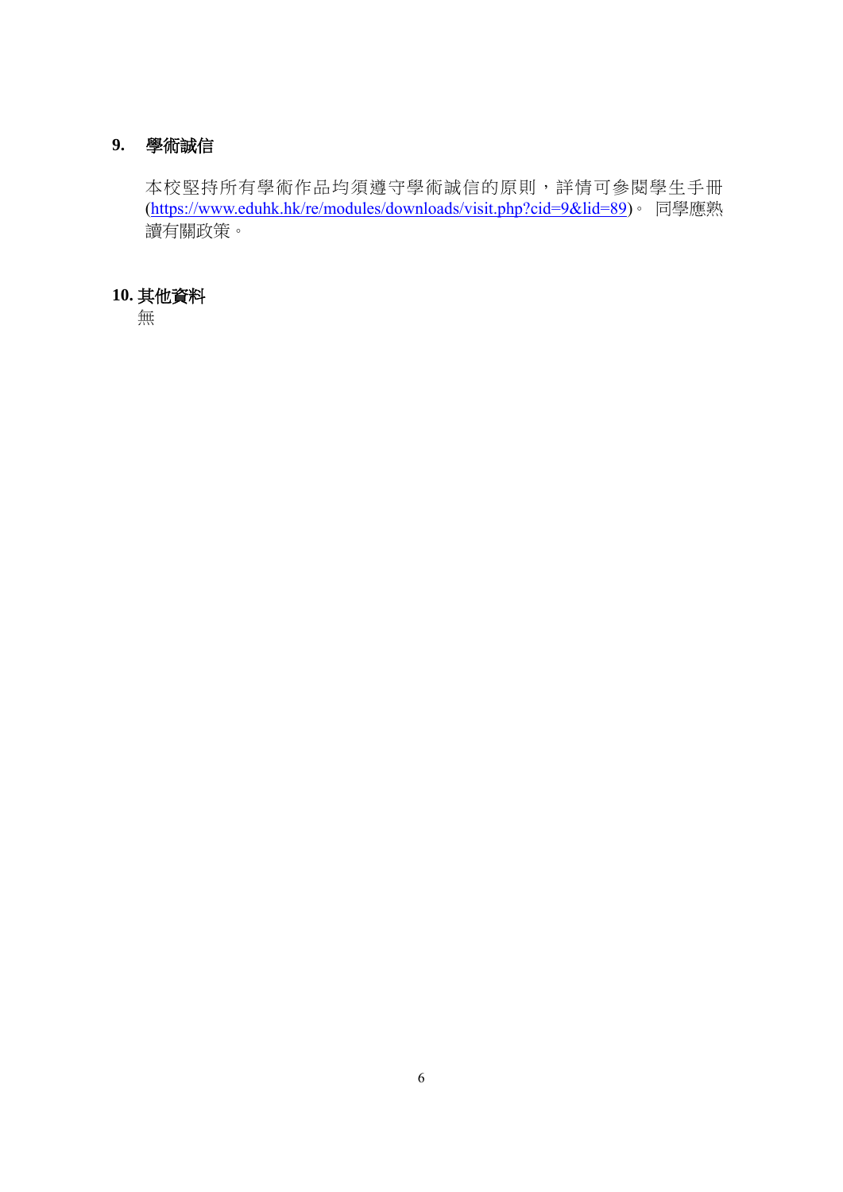## 9. 學術誠信

本校堅持所有學術作品均須遵守學術誠信的原則，詳情可參閱學生手冊 (https://www.eduhk.hk/re/modules/downloads/visit.php?cid=9&lid=89)。 同學應熟讀有關政策。

## 10. 其他資料

無